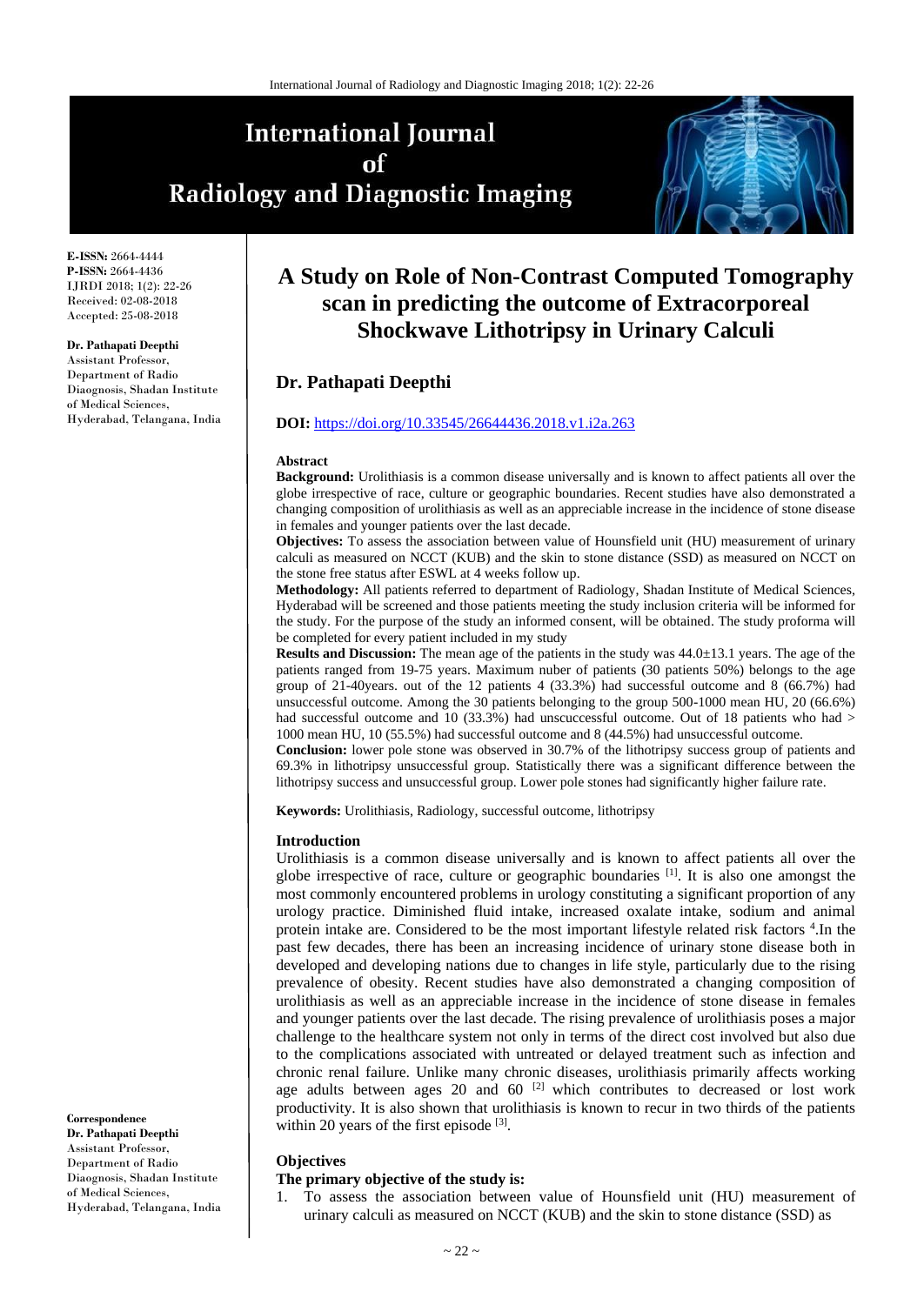# International Journal of Radiology and Diagnostic Imaging

**E-ISSN:** 2664-4444
**P-ISSN:** 2664-4436
IJRDI 2018; 1(2): 22-26
Received: 02-08-2018
Accepted: 25-08-2018

**Dr. Pathapati Deepthi**
Assistant Professor, Department of Radio Diaognosis, Shadan Institute of Medical Sciences, Hyderabad, Telangana, India

**Correspondence**
**Dr. Pathapati Deepthi**
Assistant Professor, Department of Radio Diaognosis, Shadan Institute of Medical Sciences, Hyderabad, Telangana, India

# A Study on Role of Non-Contrast Computed Tomography scan in predicting the outcome of Extracorporeal Shockwave Lithotripsy in Urinary Calculi

## Dr. Pathapati Deepthi

**DOI:** https://doi.org/10.33545/26644436.2018.v1.i2a.263

### Abstract

**Background:** Urolithiasis is a common disease universally and is known to affect patients all over the globe irrespective of race, culture or geographic boundaries. Recent studies have also demonstrated a changing composition of urolithiasis as well as an appreciable increase in the incidence of stone disease in females and younger patients over the last decade.

**Objectives:** To assess the association between value of Hounsfield unit (HU) measurement of urinary calculi as measured on NCCT (KUB) and the skin to stone distance (SSD) as measured on NCCT on the stone free status after ESWL at 4 weeks follow up.

**Methodology:** All patients referred to department of Radiology, Shadan Institute of Medical Sciences, Hyderabad will be screened and those patients meeting the study inclusion criteria will be informed for the study. For the purpose of the study an informed consent, will be obtained. The study proforma will be completed for every patient included in my study

**Results and Discussion:** The mean age of the patients in the study was 44.0±13.1 years. The age of the patients ranged from 19-75 years. Maximum nuber of patients (30 patients 50%) belongs to the age group of 21-40years. out of the 12 patients 4 (33.3%) had successful outcome and 8 (66.7%) had unsuccessful outcome. Among the 30 patients belonging to the group 500-1000 mean HU, 20 (66.6%) had successful outcome and 10 (33.3%) had unscuccessful outcome. Out of 18 patients who had > 1000 mean HU, 10 (55.5%) had successful outcome and 8 (44.5%) had unsuccessful outcome.

**Conclusion:** lower pole stone was observed in 30.7% of the lithotripsy success group of patients and 69.3% in lithotripsy unsuccessful group. Statistically there was a significant difference between the lithotripsy success and unsuccessful group. Lower pole stones had significantly higher failure rate.

**Keywords:** Urolithiasis, Radiology, successful outcome, lithotripsy

### Introduction

Urolithiasis is a common disease universally and is known to affect patients all over the globe irrespective of race, culture or geographic boundaries [1]. It is also one amongst the most commonly encountered problems in urology constituting a significant proportion of any urology practice. Diminished fluid intake, increased oxalate intake, sodium and animal protein intake are. Considered to be the most important lifestyle related risk factors [4].In the past few decades, there has been an increasing incidence of urinary stone disease both in developed and developing nations due to changes in life style, particularly due to the rising prevalence of obesity. Recent studies have also demonstrated a changing composition of urolithiasis as well as an appreciable increase in the incidence of stone disease in females and younger patients over the last decade. The rising prevalence of urolithiasis poses a major challenge to the healthcare system not only in terms of the direct cost involved but also due to the complications associated with untreated or delayed treatment such as infection and chronic renal failure. Unlike many chronic diseases, urolithiasis primarily affects working age adults between ages 20 and 60 [2] which contributes to decreased or lost work productivity. It is also shown that urolithiasis is known to recur in two thirds of the patients within 20 years of the first episode [3].

### Objectives

**The primary objective of the study is:**

1. To assess the association between value of Hounsfield unit (HU) measurement of urinary calculi as measured on NCCT (KUB) and the skin to stone distance (SSD) as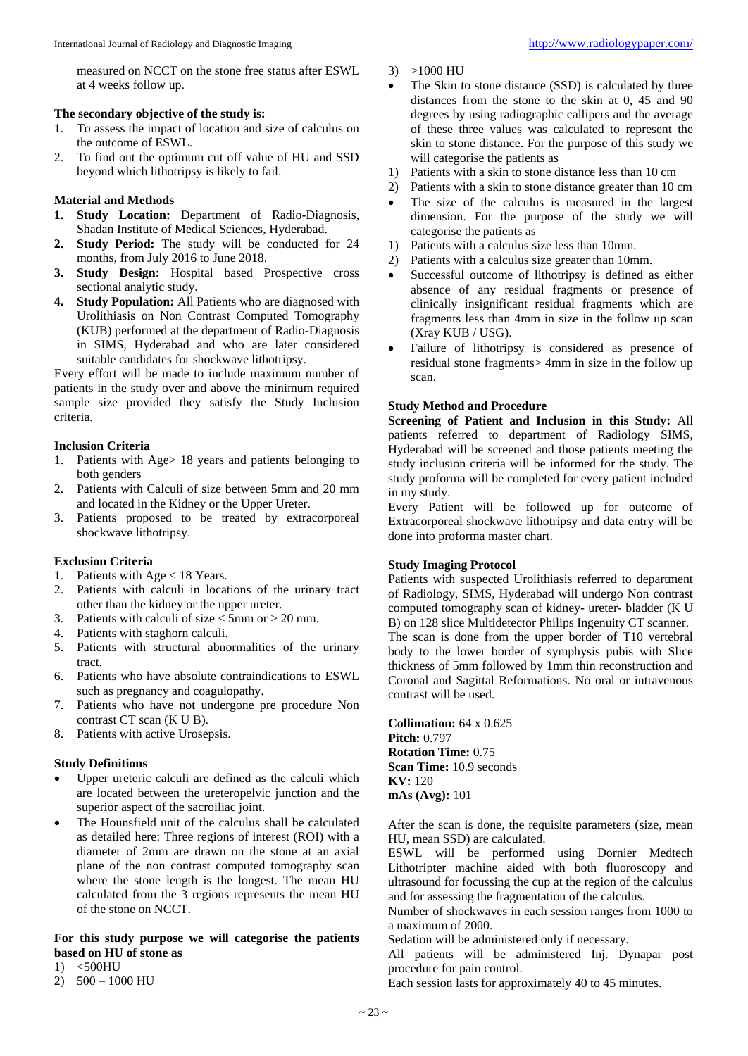measured on NCCT on the stone free status after ESWL at 4 weeks follow up.

**The secondary objective of the study is:**

1. To assess the impact of location and size of calculus on the outcome of ESWL.
2. To find out the optimum cut off value of HU and SSD beyond which lithotripsy is likely to fail.

## Material and Methods

1. **Study Location:** Department of Radio-Diagnosis, Shadan Institute of Medical Sciences, Hyderabad.
2. **Study Period:** The study will be conducted for 24 months, from July 2016 to June 2018.
3. **Study Design:** Hospital based Prospective cross sectional analytic study.
4. **Study Population:** All Patients who are diagnosed with Urolithiasis on Non Contrast Computed Tomography (KUB) performed at the department of Radio-Diagnosis in SIMS, Hyderabad and who are later considered suitable candidates for shockwave lithotripsy.

Every effort will be made to include maximum number of patients in the study over and above the minimum required sample size provided they satisfy the Study Inclusion criteria.

### Inclusion Criteria

1. Patients with Age> 18 years and patients belonging to both genders
2. Patients with Calculi of size between 5mm and 20 mm and located in the Kidney or the Upper Ureter.
3. Patients proposed to be treated by extracorporeal shockwave lithotripsy.

### Exclusion Criteria

1. Patients with Age < 18 Years.
2. Patients with calculi in locations of the urinary tract other than the kidney or the upper ureter.
3. Patients with calculi of size < 5mm or > 20 mm.
4. Patients with staghorn calculi.
5. Patients with structural abnormalities of the urinary tract.
6. Patients who have absolute contraindications to ESWL such as pregnancy and coagulopathy.
7. Patients who have not undergone pre procedure Non contrast CT scan (K U B).
8. Patients with active Urosepsis.

### Study Definitions

- Upper ureteric calculi are defined as the calculi which are located between the ureteropelvic junction and the superior aspect of the sacroiliac joint.
- The Hounsfield unit of the calculus shall be calculated as detailed here: Three regions of interest (ROI) with a diameter of 2mm are drawn on the stone at an axial plane of the non contrast computed tomography scan where the stone length is the longest. The mean HU calculated from the 3 regions represents the mean HU of the stone on NCCT.

**For this study purpose we will categorise the patients based on HU of stone as**

1) <500HU
2) 500 – 1000 HU
3) >1000 HU

- The Skin to stone distance (SSD) is calculated by three distances from the stone to the skin at 0, 45 and 90 degrees by using radiographic callipers and the average of these three values was calculated to represent the skin to stone distance. For the purpose of this study we will categorise the patients as

1) Patients with a skin to stone distance less than 10 cm
2) Patients with a skin to stone distance greater than 10 cm

- The size of the calculus is measured in the largest dimension. For the purpose of the study we will categorise the patients as

1) Patients with a calculus size less than 10mm.
2) Patients with a calculus size greater than 10mm.

- Successful outcome of lithotripsy is defined as either absence of any residual fragments or presence of clinically insignificant residual fragments which are fragments less than 4mm in size in the follow up scan (Xray KUB / USG).
- Failure of lithotripsy is considered as presence of residual stone fragments> 4mm in size in the follow up scan.

### Study Method and Procedure

**Screening of Patient and Inclusion in this Study:** All patients referred to department of Radiology SIMS, Hyderabad will be screened and those patients meeting the study inclusion criteria will be informed for the study. The study proforma will be completed for every patient included in my study.

Every Patient will be followed up for outcome of Extracorporeal shockwave lithotripsy and data entry will be done into proforma master chart.

### Study Imaging Protocol

Patients with suspected Urolithiasis referred to department of Radiology, SIMS, Hyderabad will undergo Non contrast computed tomography scan of kidney- ureter- bladder (K U B) on 128 slice Multidetector Philips Ingenuity CT scanner.

The scan is done from the upper border of T10 vertebral body to the lower border of symphysis pubis with Slice thickness of 5mm followed by 1mm thin reconstruction and Coronal and Sagittal Reformations. No oral or intravenous contrast will be used.

**Collimation:** 64 x 0.625
**Pitch:** 0.797
**Rotation Time:** 0.75
**Scan Time:** 10.9 seconds
**KV:** 120
**mAs (Avg):** 101

After the scan is done, the requisite parameters (size, mean HU, mean SSD) are calculated.

ESWL will be performed using Dornier Medtech Lithotripter machine aided with both fluoroscopy and ultrasound for focussing the cup at the region of the calculus and for assessing the fragmentation of the calculus.

Number of shockwaves in each session ranges from 1000 to a maximum of 2000.

Sedation will be administered only if necessary.

All patients will be administered Inj. Dynapar post procedure for pain control.

Each session lasts for approximately 40 to 45 minutes.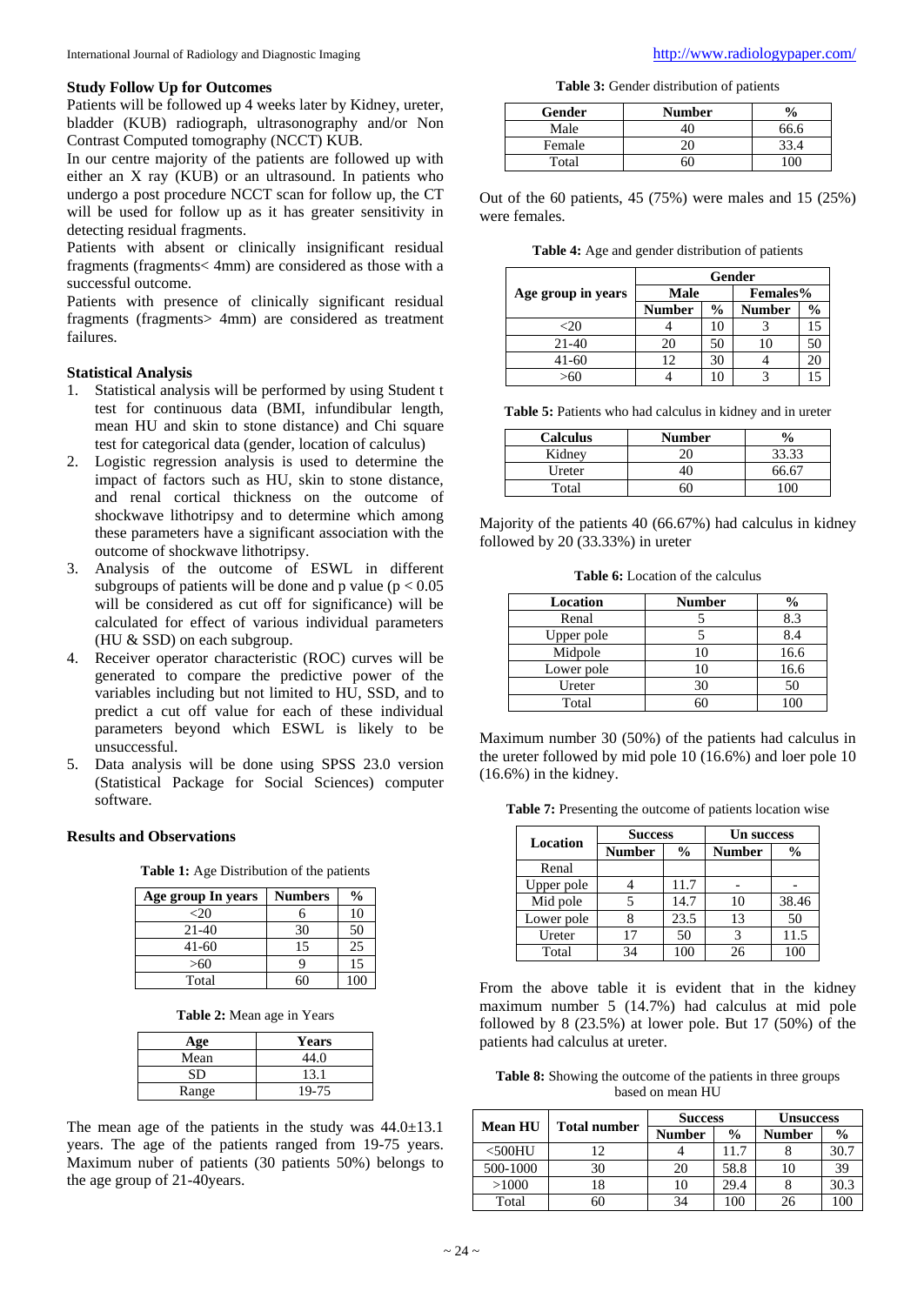### Study Follow Up for Outcomes

Patients will be followed up 4 weeks later by Kidney, ureter, bladder (KUB) radiograph, ultrasonography and/or Non Contrast Computed tomography (NCCT) KUB.

In our centre majority of the patients are followed up with either an X ray (KUB) or an ultrasound. In patients who undergo a post procedure NCCT scan for follow up, the CT will be used for follow up as it has greater sensitivity in detecting residual fragments.

Patients with absent or clinically insignificant residual fragments (fragments< 4mm) are considered as those with a successful outcome.

Patients with presence of clinically significant residual fragments (fragments> 4mm) are considered as treatment failures.

### Statistical Analysis

1. Statistical analysis will be performed by using Student t test for continuous data (BMI, infundibular length, mean HU and skin to stone distance) and Chi square test for categorical data (gender, location of calculus)
2. Logistic regression analysis is used to determine the impact of factors such as HU, skin to stone distance, and renal cortical thickness on the outcome of shockwave lithotripsy and to determine which among these parameters have a significant association with the outcome of shockwave lithotripsy.
3. Analysis of the outcome of ESWL in different subgroups of patients will be done and p value ($p < 0.05$ will be considered as cut off for significance) will be calculated for effect of various individual parameters (HU & SSD) on each subgroup.
4. Receiver operator characteristic (ROC) curves will be generated to compare the predictive power of the variables including but not limited to HU, SSD, and to predict a cut off value for each of these individual parameters beyond which ESWL is likely to be unsuccessful.
5. Data analysis will be done using SPSS 23.0 version (Statistical Package for Social Sciences) computer software.

### Results and Observations

**Table 1:** Age Distribution of the patients

| Age group In years | Numbers | % |
|---|---|---|
| <20 | 6 | 10 |
| 21-40 | 30 | 50 |
| 41-60 | 15 | 25 |
| >60 | 9 | 15 |
| Total | 60 | 100 |

**Table 2:** Mean age in Years

| Age | Years |
|---|---|
| Mean | 44.0 |
| SD | 13.1 |
| Range | 19-75 |

The mean age of the patients in the study was 44.0±13.1 years. The age of the patients ranged from 19-75 years. Maximum nuber of patients (30 patients 50%) belongs to the age group of 21-40years.

**Table 3:** Gender distribution of patients

| Gender | Number | % |
|---|---|---|
| Male | 40 | 66.6 |
| Female | 20 | 33.4 |
| Total | 60 | 100 |

Out of the 60 patients, 45 (75%) were males and 15 (25%) were females.

**Table 4:** Age and gender distribution of patients

| Age group in years | Gender | | | |
|---|---|---|---|---|
| | Male | | Females% | |
| | Number | % | Number | % |
| <20 | 4 | 10 | 3 | 15 |
| 21-40 | 20 | 50 | 10 | 50 |
| 41-60 | 12 | 30 | 4 | 20 |
| >60 | 4 | 10 | 3 | 15 |

**Table 5:** Patients who had calculus in kidney and in ureter

| Calculus | Number | % |
|---|---|---|
| Kidney | 20 | 33.33 |
| Ureter | 40 | 66.67 |
| Total | 60 | 100 |

Majority of the patients 40 (66.67%) had calculus in kidney followed by 20 (33.33%) in ureter

**Table 6:** Location of the calculus

| Location | Number | % |
|---|---|---|
| Renal | 5 | 8.3 |
| Upper pole | 5 | 8.4 |
| Midpole | 10 | 16.6 |
| Lower pole | 10 | 16.6 |
| Ureter | 30 | 50 |
| Total | 60 | 100 |

Maximum number 30 (50%) of the patients had calculus in the ureter followed by mid pole 10 (16.6%) and loer pole 10 (16.6%) in the kidney.

**Table 7:** Presenting the outcome of patients location wise

| Location | Success | | Un success | |
|---|---|---|---|---|
| | Number | % | Number | % |
| Renal | | | | |
| Upper pole | 4 | 11.7 | - | - |
| Mid pole | 5 | 14.7 | 10 | 38.46 |
| Lower pole | 8 | 23.5 | 13 | 50 |
| Ureter | 17 | 50 | 3 | 11.5 |
| Total | 34 | 100 | 26 | 100 |

From the above table it is evident that in the kidney maximum number 5 (14.7%) had calculus at mid pole followed by 8 (23.5%) at lower pole. But 17 (50%) of the patients had calculus at ureter.

**Table 8:** Showing the outcome of the patients in three groups based on mean HU

| Mean HU | Total number | Success | | Unsuccess | |
|---|---|---|---|---|---|
| | | Number | % | Number | % |
| <500HU | 12 | 4 | 11.7 | 8 | 30.7 |
| 500-1000 | 30 | 20 | 58.8 | 10 | 39 |
| >1000 | 18 | 10 | 29.4 | 8 | 30.3 |
| Total | 60 | 34 | 100 | 26 | 100 |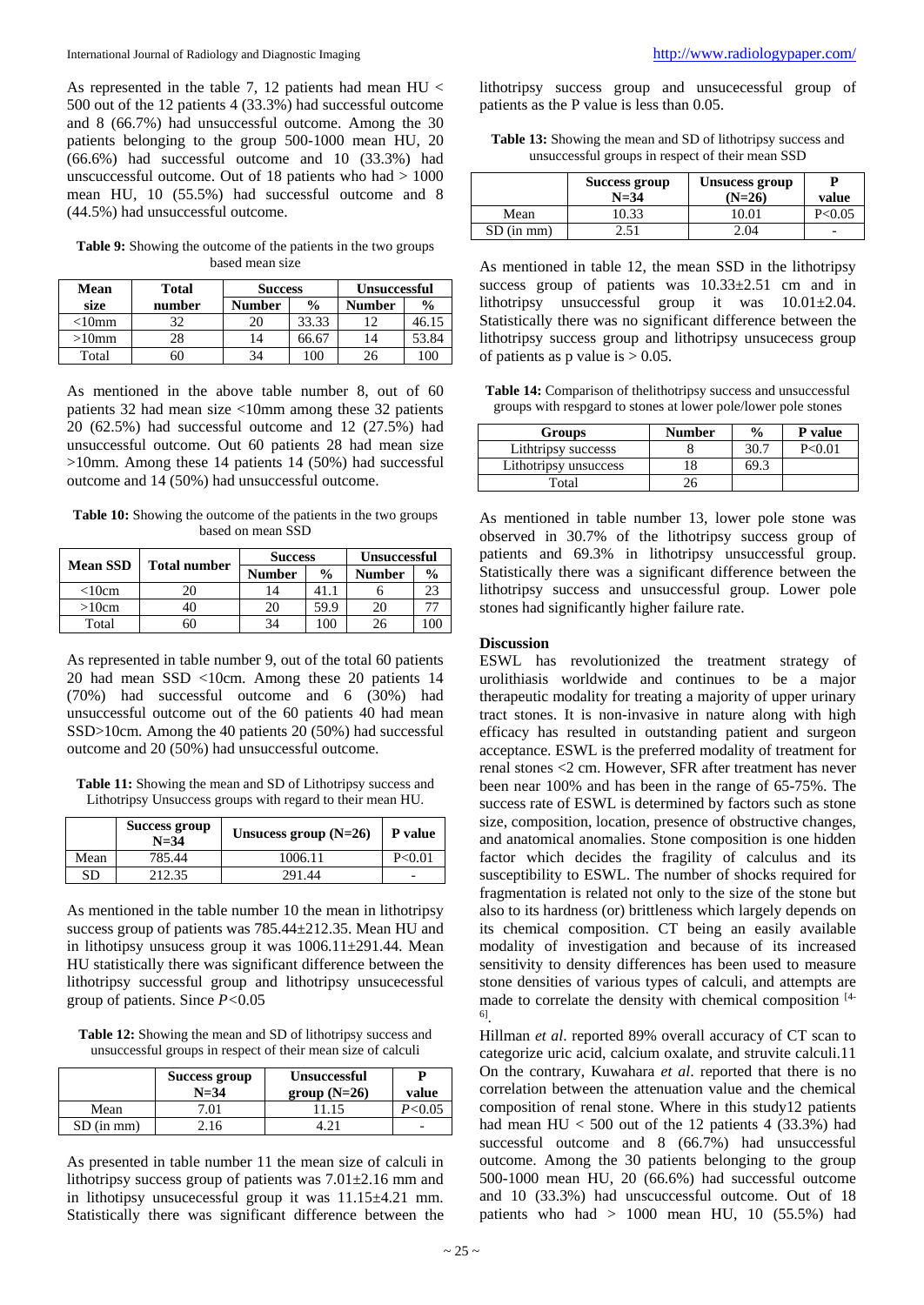As represented in the table 7, 12 patients had mean HU < 500 out of the 12 patients 4 (33.3%) had successful outcome and 8 (66.7%) had unsuccessful outcome. Among the 30 patients belonging to the group 500-1000 mean HU, 20 (66.6%) had successful outcome and 10 (33.3%) had unsuccessful outcome. Out of 18 patients who had > 1000 mean HU, 10 (55.5%) had successful outcome and 8 (44.5%) had unsuccessful outcome.

**Table 9:** Showing the outcome of the patients in the two groups based mean size

| Mean size | Total number | Success | | Unsuccessful | |
|---|---|---|---|---|---|
| | | Number | % | Number | % |
| <10mm | 32 | 20 | 33.33 | 12 | 46.15 |
| >10mm | 28 | 14 | 66.67 | 14 | 53.84 |
| Total | 60 | 34 | 100 | 26 | 100 |

As mentioned in the above table number 8, out of 60 patients 32 had mean size <10mm among these 32 patients 20 (62.5%) had successful outcome and 12 (27.5%) had unsuccessful outcome. Out 60 patients 28 had mean size >10mm. Among these 14 patients 14 (50%) had successful outcome and 14 (50%) had unsuccessful outcome.

**Table 10:** Showing the outcome of the patients in the two groups based on mean SSD

| Mean SSD | Total number | Success | | Unsuccessful | |
|---|---|---|---|---|---|
| | | Number | % | Number | % |
| <10cm | 20 | 14 | 41.1 | 6 | 23 |
| >10cm | 40 | 20 | 59.9 | 20 | 77 |
| Total | 60 | 34 | 100 | 26 | 100 |

As represented in table number 9, out of the total 60 patients 20 had mean SSD <10cm. Among these 20 patients 14 (70%) had successful outcome and 6 (30%) had unsuccessful outcome out of the 60 patients 40 had mean SSD>10cm. Among the 40 patients 20 (50%) had successful outcome and 20 (50%) had unsuccessful outcome.

**Table 11:** Showing the mean and SD of Lithotripsy success and Lithotripsy Unsuccess groups with regard to their mean HU.

| | Success group N=34 | Unsucess group (N=26) | P value |
|---|---|---|---|
| Mean | 785.44 | 1006.11 | P<0.01 |
| SD | 212.35 | 291.44 | - |

As mentioned in the table number 10 the mean in lithotripsy success group of patients was 785.44±212.35. Mean HU and in lithotipsy unsucess group it was 1006.11±291.44. Mean HU statistically there was significant difference between the lithotripsy successful group and lithotripsy unsucecessful group of patients. Since *P*<0.05

**Table 12:** Showing the mean and SD of lithotripsy success and unsuccessful groups in respect of their mean size of calculi

| | Success group N=34 | Unsuccessful group (N=26) | P value |
|---|---|---|---|
| Mean | 7.01 | 11.15 | *P*<0.05 |
| SD (in mm) | 2.16 | 4.21 | - |

As presented in table number 11 the mean size of calculi in lithotripsy success group of patients was 7.01±2.16 mm and in lithotipsy unsucecessful group it was 11.15±4.21 mm. Statistically there was significant difference between the lithotripsy success group and unsucecessful group of patients as the P value is less than 0.05.

**Table 13:** Showing the mean and SD of lithotripsy success and unsuccessful groups in respect of their mean SSD

| | Success group N=34 | Unsuccess group (N=26) | P value |
|---|---|---|---|
| Mean | 10.33 | 10.01 | P<0.05 |
| SD (in mm) | 2.51 | 2.04 | - |

As mentioned in table 12, the mean SSD in the lithotripsy success group of patients was 10.33±2.51 cm and in lithotripsy unsuccessful group it was 10.01±2.04. Statistically there was no significant difference between the lithotripsy success group and lithotripsy unsuccess group of patients as p value is > 0.05.

**Table 14:** Comparison of thelithotripsy success and unsuccessful groups with respgard to stones at lower pole/lower pole stones

| Groups | Number | % | P value |
|---|---|---|---|
| Lithtripsy successs | 8 | 30.7 | P<0.01 |
| Lithotripsy unsuccess | 18 | 69.3 | |
| Total | 26 | | |

As mentioned in table number 13, lower pole stone was observed in 30.7% of the lithotripsy success group of patients and 69.3% in lithotripsy unsuccessful group. Statistically there was a significant difference between the lithotripsy success and unsuccessful group. Lower pole stones had significantly higher failure rate.

## Discussion

ESWL has revolutionized the treatment strategy of urolithiasis worldwide and continues to be a major therapeutic modality for treating a majority of upper urinary tract stones. It is non-invasive in nature along with high efficacy has resulted in outstanding patient and surgeon acceptance. ESWL is the preferred modality of treatment for renal stones <2 cm. However, SFR after treatment has never been near 100% and has been in the range of 65-75%. The success rate of ESWL is determined by factors such as stone size, composition, location, presence of obstructive changes, and anatomical anomalies. Stone composition is one hidden factor which decides the fragility of calculus and its susceptibility to ESWL. The number of shocks required for fragmentation is related not only to the size of the stone but also to its hardness (or) brittleness which largely depends on its chemical composition. CT being an easily available modality of investigation and because of its increased sensitivity to density differences has been used to measure stone densities of various types of calculi, and attempts are made to correlate the density with chemical composition [4-6].

Hillman *et al*. reported 89% overall accuracy of CT scan to categorize uric acid, calcium oxalate, and struvite calculi.11 On the contrary, Kuwahara *et al*. reported that there is no correlation between the attenuation value and the chemical composition of renal stone. Where in this study12 patients had mean HU < 500 out of the 12 patients 4 (33.3%) had successful outcome and 8 (66.7%) had unsuccessful outcome. Among the 30 patients belonging to the group 500-1000 mean HU, 20 (66.6%) had successful outcome and 10 (33.3%) had unsuccessful outcome. Out of 18 patients who had > 1000 mean HU, 10 (55.5%) had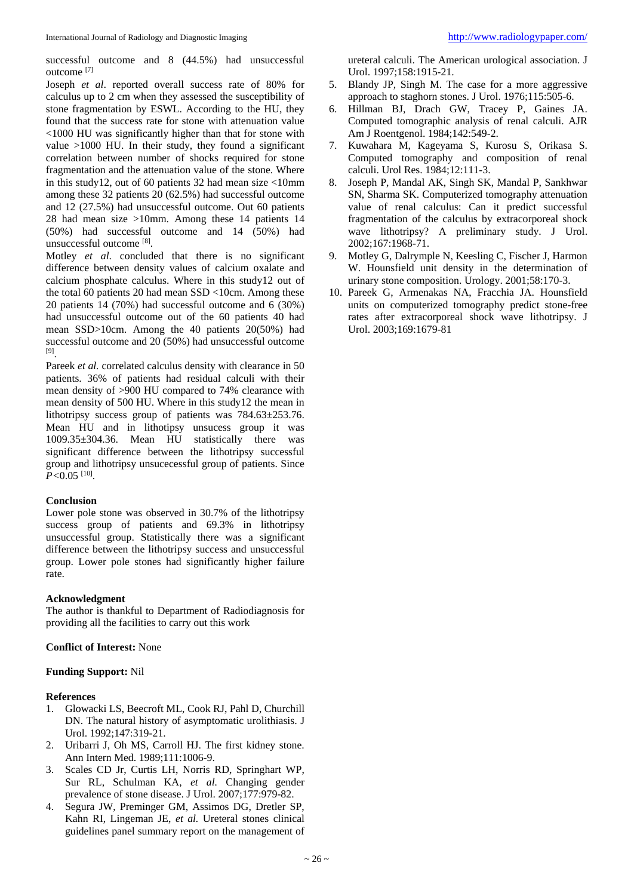successful outcome and 8 (44.5%) had unsuccessful outcome [7]

Joseph *et al*. reported overall success rate of 80% for calculus up to 2 cm when they assessed the susceptibility of stone fragmentation by ESWL. According to the HU, they found that the success rate for stone with attenuation value <1000 HU was significantly higher than that for stone with value >1000 HU. In their study, they found a significant correlation between number of shocks required for stone fragmentation and the attenuation value of the stone. Where in this study12, out of 60 patients 32 had mean size <10mm among these 32 patients 20 (62.5%) had successful outcome and 12 (27.5%) had unsuccessful outcome. Out 60 patients 28 had mean size >10mm. Among these 14 patients 14 (50%) had successful outcome and 14 (50%) had unsuccessful outcome [8].

Motley *et al*. concluded that there is no significant difference between density values of calcium oxalate and calcium phosphate calculus. Where in this study12 out of the total 60 patients 20 had mean SSD <10cm. Among these 20 patients 14 (70%) had successful outcome and 6 (30%) had unsuccessful outcome out of the 60 patients 40 had mean SSD>10cm. Among the 40 patients 20(50%) had successful outcome and 20 (50%) had unsuccessful outcome [9].

Pareek *et al.* correlated calculus density with clearance in 50 patients. 36% of patients had residual calculi with their mean density of >900 HU compared to 74% clearance with mean density of 500 HU. Where in this study12 the mean in lithotripsy success group of patients was 784.63±253.76. Mean HU and in lithotipsy unsucess group it was 1009.35±304.36. Mean HU statistically there was significant difference between the lithotripsy successful group and lithotripsy unsucecessful group of patients. Since $P<0.05$ [10].

## Conclusion

Lower pole stone was observed in 30.7% of the lithotripsy success group of patients and 69.3% in lithotripsy unsuccessful group. Statistically there was a significant difference between the lithotripsy success and unsuccessful group. Lower pole stones had significantly higher failure rate.

## Acknowledgment

The author is thankful to Department of Radiodiagnosis for providing all the facilities to carry out this work

**Conflict of Interest:** None

**Funding Support:** Nil

## References

1. Glowacki LS, Beecroft ML, Cook RJ, Pahl D, Churchill DN. The natural history of asymptomatic urolithiasis. J Urol. 1992;147:319-21.
2. Uribarri J, Oh MS, Carroll HJ. The first kidney stone. Ann Intern Med. 1989;111:1006-9.
3. Scales CD Jr, Curtis LH, Norris RD, Springhart WP, Sur RL, Schulman KA, *et al.* Changing gender prevalence of stone disease. J Urol. 2007;177:979-82.
4. Segura JW, Preminger GM, Assimos DG, Dretler SP, Kahn RI, Lingeman JE, *et al.* Ureteral stones clinical guidelines panel summary report on the management of ureteral calculi. The American urological association. J Urol. 1997;158:1915-21.
5. Blandy JP, Singh M. The case for a more aggressive approach to staghorn stones. J Urol. 1976;115:505-6.
6. Hillman BJ, Drach GW, Tracey P, Gaines JA. Computed tomographic analysis of renal calculi. AJR Am J Roentgenol. 1984;142:549-2.
7. Kuwahara M, Kageyama S, Kurosu S, Orikasa S. Computed tomography and composition of renal calculi. Urol Res. 1984;12:111-3.
8. Joseph P, Mandal AK, Singh SK, Mandal P, Sankhwar SN, Sharma SK. Computerized tomography attenuation value of renal calculus: Can it predict successful fragmentation of the calculus by extracorporeal shock wave lithotripsy? A preliminary study. J Urol. 2002;167:1968-71.
9. Motley G, Dalrymple N, Keesling C, Fischer J, Harmon W. Hounsfield unit density in the determination of urinary stone composition. Urology. 2001;58:170-3.
10. Pareek G, Armenakas NA, Fracchia JA. Hounsfield units on computerized tomography predict stone-free rates after extracorporeal shock wave lithotripsy. J Urol. 2003;169:1679-81